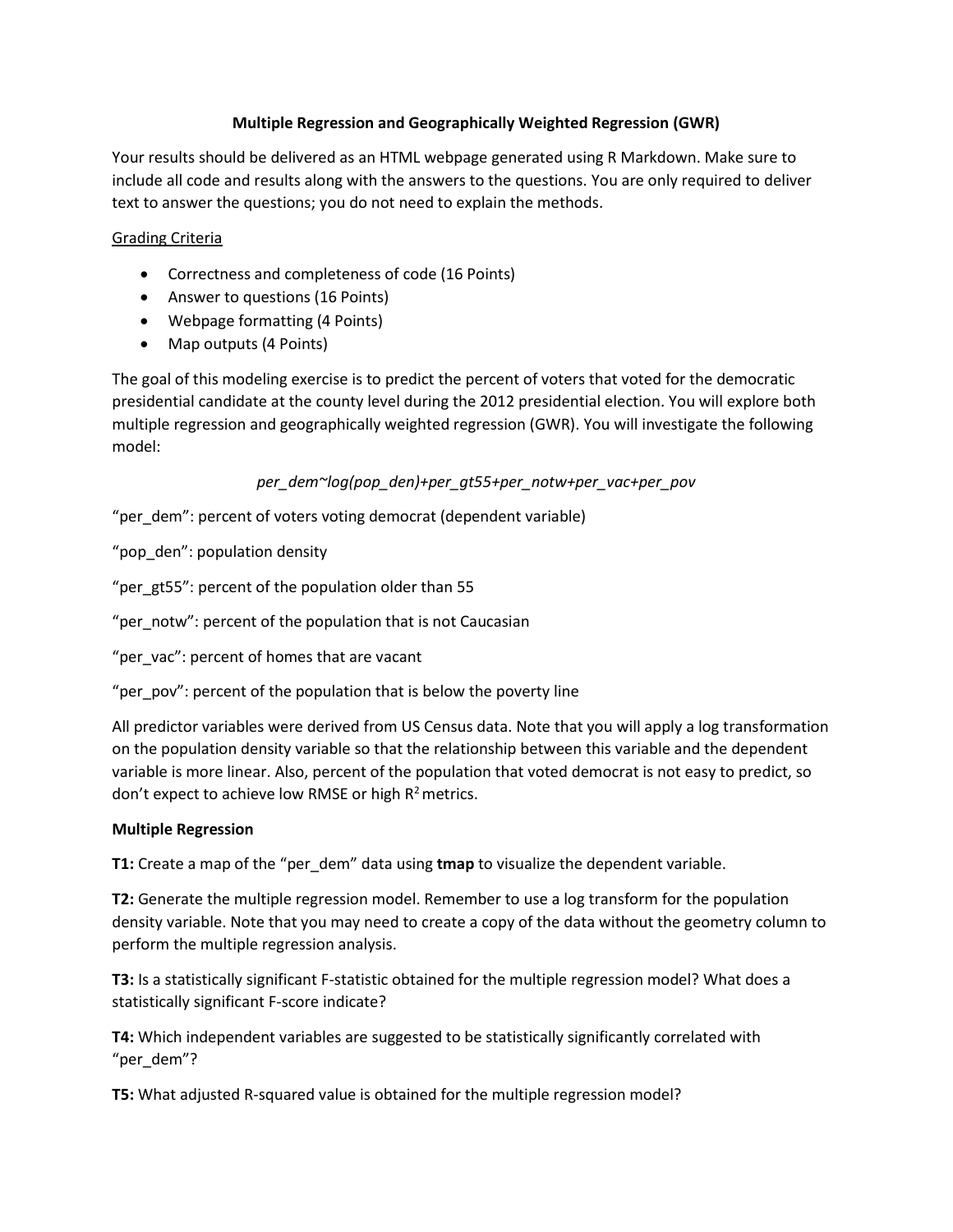## Multiple Regression and Geographically Weighted Regression (GWR)

Your results should be delivered as an HTML webpage generated using R Markdown. Make sure to include all code and results along with the answers to the questions. You are only required to deliver text to answer the questions; you do not need to explain the methods.

<u>Grading Criteria</u>

- Correctness and completeness of code (16 Points)
- Answer to questions (16 Points)
- Webpage formatting (4 Points)
- Map outputs (4 Points)

The goal of this modeling exercise is to predict the percent of voters that voted for the democratic presidential candidate at the county level during the 2012 presidential election. You will explore both multiple regression and geographically weighted regression (GWR). You will investigate the following model:

*per_dem~log(pop_den)+per_gt55+per_notw+per_vac+per_pov*

"per_dem": percent of voters voting democrat (dependent variable)

"pop_den": population density

"per_gt55": percent of the population older than 55

"per_notw": percent of the population that is not Caucasian

"per_vac": percent of homes that are vacant

"per_pov": percent of the population that is below the poverty line

All predictor variables were derived from US Census data. Note that you will apply a log transformation on the population density variable so that the relationship between this variable and the dependent variable is more linear. Also, percent of the population that voted democrat is not easy to predict, so don't expect to achieve low RMSE or high $R^2$ metrics.

**Multiple Regression**

**T1:** Create a map of the "per_dem" data using **tmap** to visualize the dependent variable.

**T2:** Generate the multiple regression model. Remember to use a log transform for the population density variable. Note that you may need to create a copy of the data without the geometry column to perform the multiple regression analysis.

**T3:** Is a statistically significant F-statistic obtained for the multiple regression model? What does a statistically significant F-score indicate?

**T4:** Which independent variables are suggested to be statistically significantly correlated with "per_dem"?

**T5:** What adjusted R-squared value is obtained for the multiple regression model?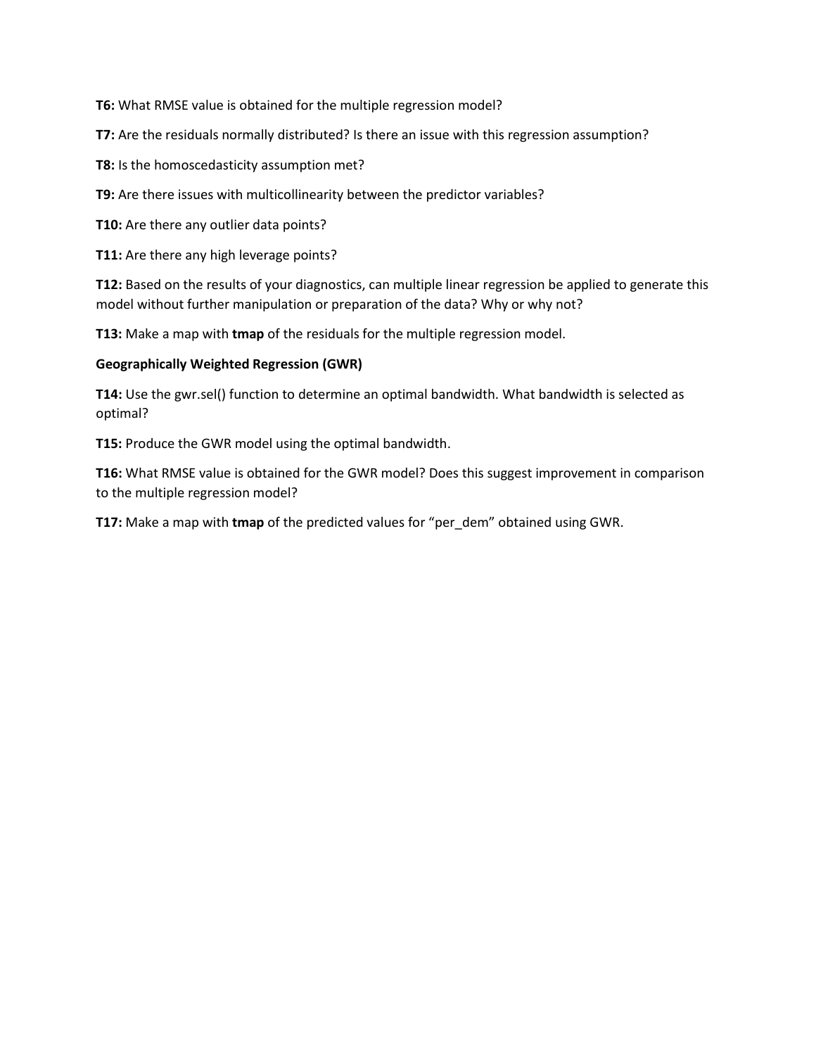**T6:** What RMSE value is obtained for the multiple regression model?

**T7:** Are the residuals normally distributed? Is there an issue with this regression assumption?

**T8:** Is the homoscedasticity assumption met?

**T9:** Are there issues with multicollinearity between the predictor variables?

**T10:** Are there any outlier data points?

**T11:** Are there any high leverage points?

**T12:** Based on the results of your diagnostics, can multiple linear regression be applied to generate this model without further manipulation or preparation of the data? Why or why not?

**T13:** Make a map with **tmap** of the residuals for the multiple regression model.

**Geographically Weighted Regression (GWR)**

**T14:** Use the gwr.sel() function to determine an optimal bandwidth. What bandwidth is selected as optimal?

**T15:** Produce the GWR model using the optimal bandwidth.

**T16:** What RMSE value is obtained for the GWR model? Does this suggest improvement in comparison to the multiple regression model?

**T17:** Make a map with **tmap** of the predicted values for "per_dem" obtained using GWR.